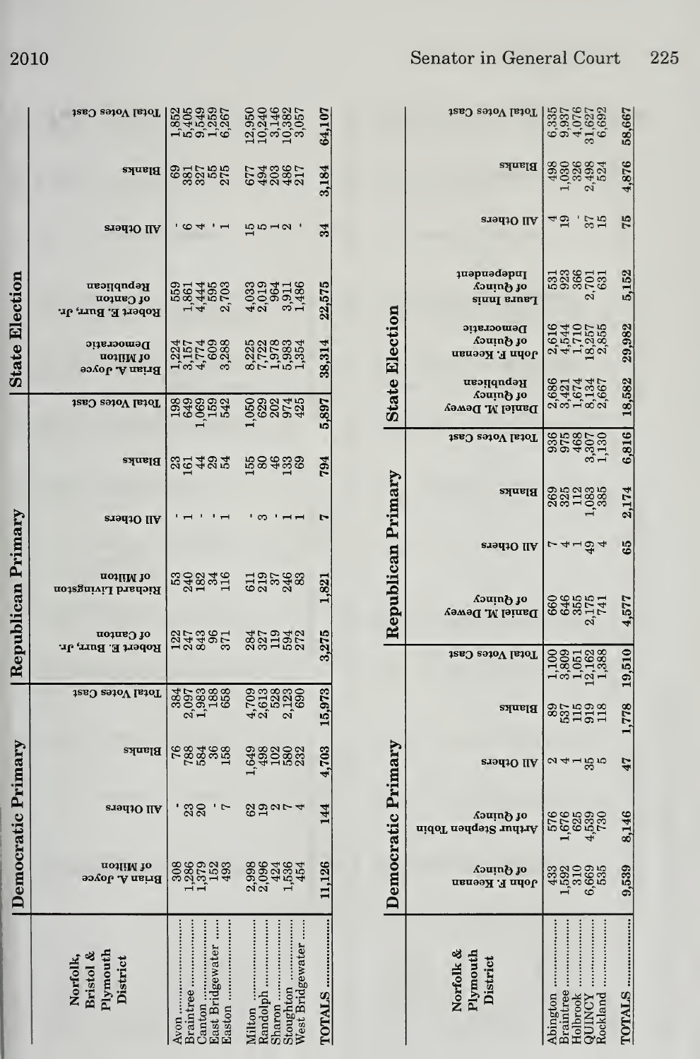## Norfolk, Bristol & Plymouth District

| Norfolk, Bristol & Plymouth District | Democratic Primary | | | | Republican Primary | | | | | State Election | | | | |
|---|---|---|---|---|---|---|---|---|---|---|---|---|---|---|
| | Brian A. Joyce of Milton | All Others | Blanks | Total Votes Cast | Robert E. Burr, Jr. of Canton | Richard Livingston of Milton | All Others | Blanks | Total Votes Cast | Brian A. Joyce of Milton Democratic | Robert E. Burr, Jr. of Canton Republican | All Others | Blanks | Total Votes Cast |
| Avon | 308 | - | 76 | 384 | 122 | 53 | - | 23 | 198 | 1,224 | 559 | - | 69 | 1,852 |
| Braintree | 1,286 | 23 | 788 | 2,097 | 247 | 240 | 1 | 161 | 649 | 3,157 | 1,861 | 6 | 381 | 5,405 |
| Canton | 1,379 | 20 | 584 | 1,983 | 843 | 182 | - | 44 | 1,069 | 4,774 | 4,444 | 4 | 327 | 9,549 |
| East Bridgewater | 152 | - | 36 | 188 | 96 | 34 | - | 29 | 159 | 609 | 595 | - | 55 | 1,259 |
| Easton | 493 | 7 | 158 | 658 | 371 | 116 | 1 | 54 | 542 | 3,288 | 2,703 | 1 | 275 | 6,267 |
| Milton | 2,998 | 62 | 1,649 | 4,709 | 284 | 611 | - | 155 | 1,050 | 8,225 | 4,033 | 15 | 677 | 12,950 |
| Randolph | 2,096 | 19 | 498 | 2,613 | 327 | 219 | 3 | 80 | 629 | 7,722 | 2,019 | 5 | 494 | 10,240 |
| Sharon | 424 | 2 | 102 | 528 | 119 | 37 | - | 46 | 202 | 1,978 | 964 | 1 | 203 | 3,146 |
| Stoughton | 1,536 | 7 | 580 | 2,123 | 594 | 246 | 1 | 133 | 974 | 5,983 | 3,911 | 2 | 486 | 10,382 |
| West Bridgewater | 454 | 4 | 232 | 690 | 272 | 83 | 1 | 69 | 425 | 1,354 | 1,486 | - | 217 | 3,057 |
| TOTALS | 11,126 | 144 | 4,703 | 15,973 | 3,275 | 1,821 | 7 | 794 | 5,897 | 38,314 | 22,575 | 34 | 3,184 | 64,107 |

## Norfolk & Plymouth District

| Norfolk & Plymouth District | Democratic Primary | | | | | Republican Primary | | | | State Election | | | | | |
|---|---|---|---|---|---|---|---|---|---|---|---|---|---|---|---|
| | John F. Keenan of Quincy | Arthur Stephen Tobin of Quincy | All Others | Blanks | Total Votes Cast | Daniel M. Dewey of Quincy | All Others | Blanks | Total Votes Cast | Daniel M. Dewey of Quincy Republican | John F. Keenan of Quincy Democratic | Laura Innis of Quincy Independent | All Others | Blanks | Total Votes Cast |
| Abington | 433 | 576 | 2 | 89 | 1,100 | 660 | 7 | 269 | 936 | 2,686 | 2,616 | 531 | 4 | 498 | 6,335 |
| Braintree | 1,592 | 1,676 | 4 | 537 | 3,809 | 646 | 4 | 325 | 975 | 3,421 | 4,544 | 923 | 19 | 1,030 | 9,937 |
| Holbrook | 310 | 625 | 1 | 115 | 1,051 | 355 | 1 | 112 | 468 | 1,674 | 1,710 | 366 | - | 326 | 4,076 |
| QUINCY | 6,669 | 4,539 | 35 | 919 | 12,162 | 2,175 | 49 | 1,083 | 3,307 | 8,134 | 18,257 | 2,701 | 37 | 2,498 | 31,627 |
| Rockland | 535 | 730 | 5 | 118 | 1,388 | 741 | 4 | 385 | 1,130 | 2,667 | 2,855 | 631 | 15 | 524 | 6,692 |
| TOTALS | 9,539 | 8,146 | 47 | 1,778 | 19,510 | 4,577 | 65 | 2,174 | 6,816 | 18,582 | 29,982 | 5,152 | 75 | 4,876 | 58,667 |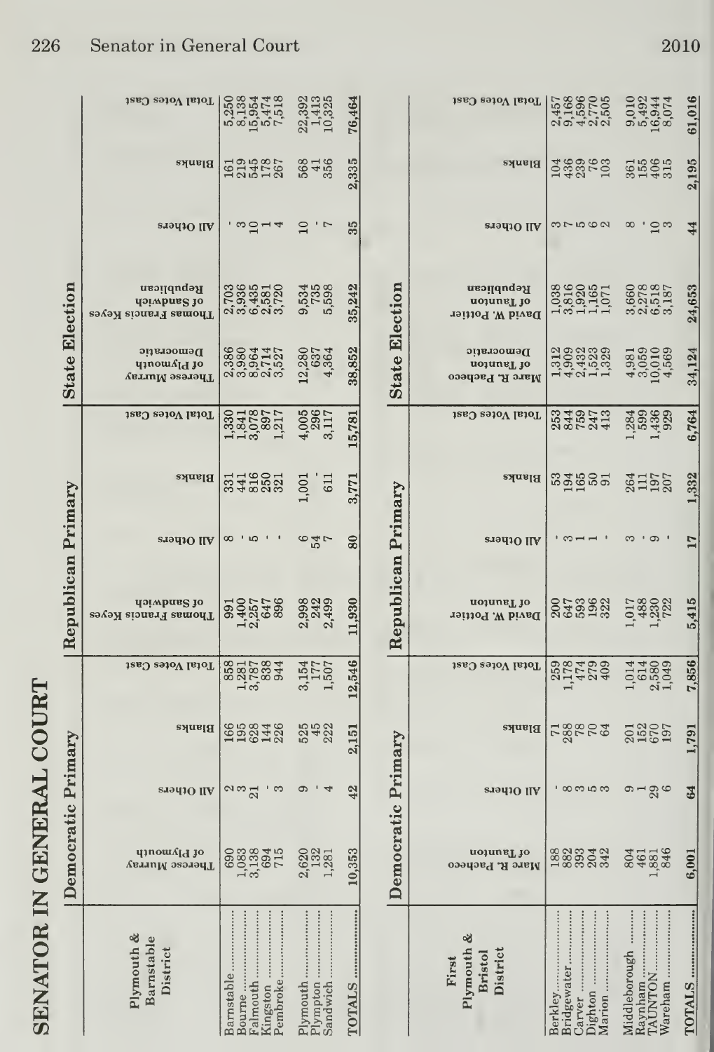# SENATOR IN GENERAL COURT

| Plymouth & Barnstable District | Democratic Primary | | | | Republican Primary | | | | State Election | | | | |
|---|---|---|---|---|---|---|---|---|---|---|---|---|---|
| | Therese Murray of Plymouth | All Others | Blanks | Total Votes Cast | Thomas Francis Keyes of Sandwich | All Others | Blanks | Total Votes Cast | Therese Murray of Plymouth Democratic | Thomas Francis Keyes of Sandwich Republican | All Others | Blanks | Total Votes Cast |
| Barnstable | 690 | 2 | 166 | 858 | 991 | 8 | 331 | 1,330 | 2,386 | 2,703 | - | 161 | 5,250 |
| Bourne | 1,083 | 3 | 195 | 1,281 | 1,400 | - | 441 | 1,841 | 3,980 | 3,936 | 3 | 219 | 8,138 |
| Falmouth | 3,138 | 21 | 628 | 3,787 | 2,257 | 5 | 816 | 3,078 | 8,964 | 6,435 | 10 | 545 | 15,954 |
| Kingston | 694 | - | 144 | 838 | 647 | - | 250 | 897 | 2,714 | 2,581 | 1 | 178 | 5,474 |
| Pembroke | 715 | 3 | 226 | 944 | 896 | - | 321 | 1,217 | 3,527 | 3,720 | 4 | 267 | 7,518 |
| Plymouth | 2,620 | 9 | 525 | 3,154 | 2,998 | 6 | 1,001 | 4,005 | 12,280 | 9,534 | 10 | 568 | 22,392 |
| Plympton | 132 | - | 45 | 177 | 242 | 54 | - | 296 | 637 | 735 | - | 41 | 1,413 |
| Sandwich | 1,281 | 4 | 222 | 1,507 | 2,499 | 7 | 611 | 3,117 | 4,364 | 5,598 | 7 | 356 | 10,325 |
| TOTALS | 10,353 | 42 | 2,151 | 12,546 | 11,930 | 80 | 3,771 | 15,781 | 38,852 | 35,242 | 35 | 2,335 | 76,464 |

| First Plymouth & Bristol District | Democratic Primary | | | | Republican Primary | | | | State Election | | | | |
|---|---|---|---|---|---|---|---|---|---|---|---|---|---|
| | Marc R. Pacheco of Taunton | All Others | Blanks | Total Votes Cast | David W. Pottier of Taunton | All Others | Blanks | Total Votes Cast | Marc R. Pacheco of Taunton Democratic | David W. Pottier of Taunton Republican | All Others | Blanks | Total Votes Cast |
| Berkley | 188 | - | 71 | 259 | 200 | - | 53 | 253 | 1,312 | 1,038 | 3 | 104 | 2,457 |
| Bridgewater | 882 | 8 | 288 | 1,178 | 647 | 3 | 194 | 844 | 4,909 | 3,816 | 7 | 436 | 9,168 |
| Carver | 393 | 3 | 78 | 474 | 593 | 1 | 165 | 759 | 2,432 | 1,920 | 5 | 239 | 4,596 |
| Dighton | 204 | 5 | 70 | 279 | 196 | 1 | 50 | 247 | 1,523 | 1,165 | 6 | 76 | 2,770 |
| Marion | 342 | 3 | 64 | 409 | 322 | - | 91 | 413 | 1,329 | 1,071 | 2 | 103 | 2,505 |
| Middleborough | 804 | 9 | 201 | 1,014 | 1,017 | 3 | 264 | 1,284 | 4,981 | 3,660 | 8 | 361 | 9,010 |
| Raynham | 461 | 1 | 152 | 614 | 488 | - | 111 | 599 | 3,059 | 2,278 | - | 155 | 5,492 |
| TAUNTON | 1,881 | 29 | 670 | 2,580 | 1,230 | 9 | 197 | 1,436 | 10,010 | 6,518 | 10 | 406 | 16,944 |
| Wareham | 846 | 6 | 197 | 1,049 | 722 | - | 207 | 929 | 4,569 | 3,187 | 3 | 315 | 8,074 |
| TOTALS | 6,001 | 64 | 1,791 | 7,856 | 5,415 | 17 | 1,332 | 6,764 | 34,124 | 24,653 | 44 | 2,195 | 61,016 |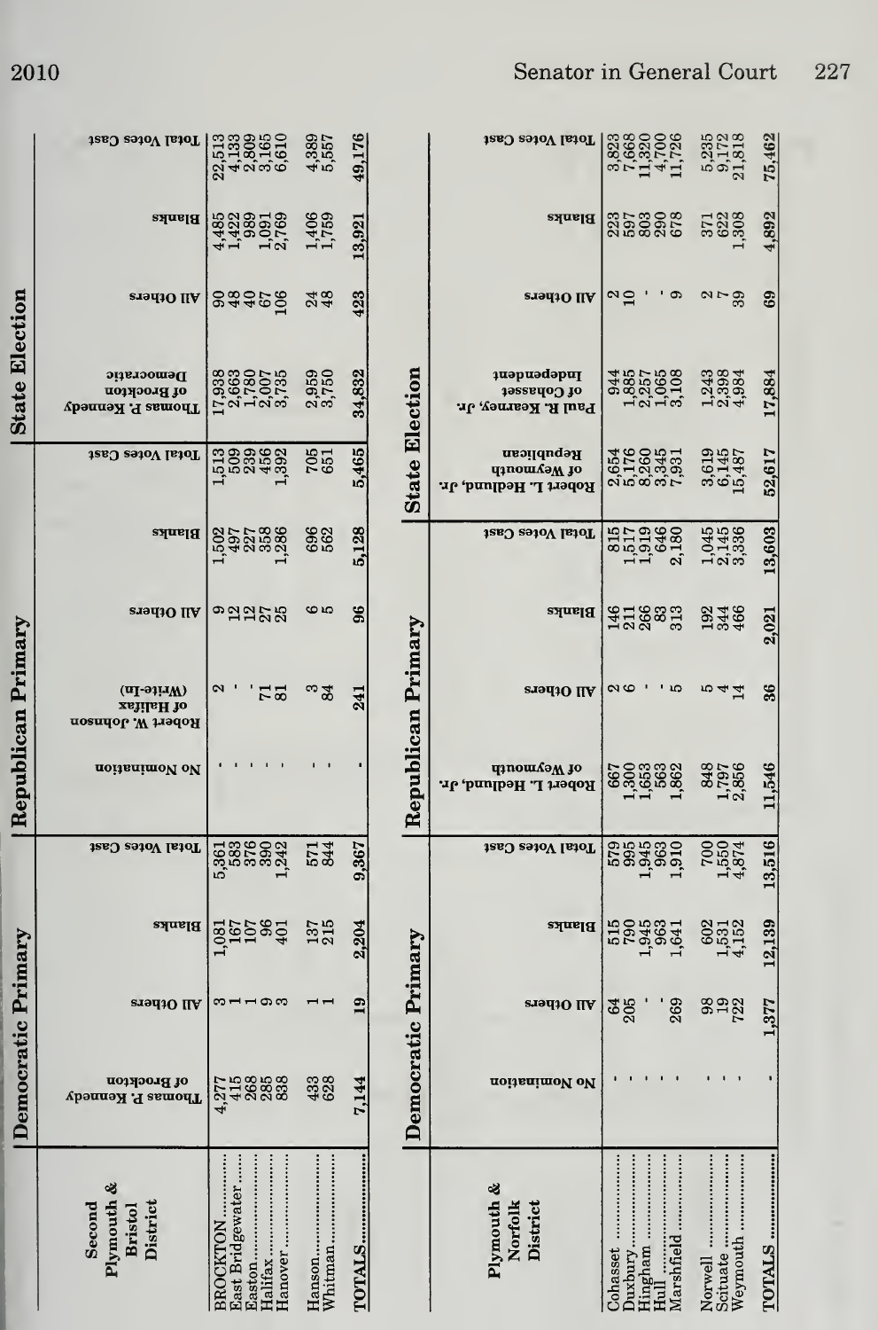| Second Plymouth & Bristol District | Democratic Primary | | | | Republican Primary | | | | | State Election | | | |
|---|---|---|---|---|---|---|---|---|---|---|---|---|---|
| | Thomas P. Kennedy of Brockton | All Others | Blanks | Total Votes Cast | No Nomination | Robert W. Johnson of Halifax (Write-In) | All Others | Blanks | Total Votes Cast | Thomas P. Kennedy of Brockton Democratic | All Others | Blanks | Total Votes Cast |
| BROCKTON | 4,277 | 3 | 1,081 | 5,361 | - | 2 | 9 | 1,502 | 1,513 | 17,938 | 90 | 4,485 | 22,513 |
| East Bridgewater | 415 | 1 | 167 | 583 | - | - | 12 | 497 | 509 | 2,663 | 48 | 1,422 | 4,133 |
| Easton | 268 | 1 | 107 | 376 | - | - | 12 | 227 | 239 | 1,780 | 40 | 989 | 2,809 |
| Halifax | 285 | 9 | 96 | 390 | - | 71 | 27 | 358 | 456 | 2,007 | 67 | 1,091 | 3,165 |
| Hanover | 838 | 3 | 401 | 1,242 | - | 81 | 25 | 1,286 | 1,392 | 3,735 | 106 | 2,769 | 6,610 |
| Hanson | 433 | 1 | 137 | 571 | - | 3 | 6 | 696 | 705 | 2,959 | 24 | 1,406 | 4,389 |
| Whitman | 628 | 1 | 215 | 844 | - | 84 | 5 | 562 | 651 | 3,750 | 48 | 1,759 | 5,557 |
| TOTALS | 7,144 | 19 | 2,204 | 9,367 | - | 241 | 96 | 5,128 | 5,465 | 34,832 | 423 | 13,921 | 49,176 |

| Plymouth & Norfolk District | Democratic Primary | | | | Republican Primary | | | | State Election | | | | |
|---|---|---|---|---|---|---|---|---|---|---|---|---|---|
| | No Nomination | All Others | Blanks | Total Votes Cast | Robert L. Hedlund, Jr. of Weymouth | All Others | Blanks | Total Votes Cast | Robert L. Hedlund, Jr. of Weymouth Republican | Paul R. Kearney, Jr. of Cohasset Independent | All Others | Blanks | Total Votes Cast |
| Cohasset | - | 64 | 515 | 579 | 667 | 2 | 146 | 815 | 2,654 | 944 | 2 | 223 | 3,823 |
| Duxbury | - | 205 | 790 | 995 | 1,300 | 6 | 211 | 1,517 | 5,176 | 1,885 | 10 | 597 | 7,668 |
| Hingham | - | - | 1,945 | 1,945 | 1,653 | - | 266 | 1,919 | 8,260 | 2,257 | - | 803 | 11,320 |
| Hull | - | - | 963 | 963 | 563 | - | 83 | 646 | 3,345 | 1,065 | - | 290 | 4,700 |
| Marshfield | - | 269 | 1,641 | 1,910 | 1,862 | 5 | 313 | 2,180 | 7,931 | 3,108 | 9 | 678 | 11,726 |
| Norwell | - | 98 | 602 | 700 | 848 | 5 | 192 | 1,045 | 3,619 | 1,243 | 2 | 371 | 5,235 |
| Scituate | - | 19 | 1,531 | 1,550 | 1,797 | 4 | 344 | 2,145 | 6,145 | 2,398 | 7 | 622 | 9,172 |
| Weymouth | - | 722 | 4,152 | 4,874 | 2,856 | 14 | 466 | 3,336 | 15,487 | 4,984 | 39 | 1,308 | 21,818 |
| TOTALS | - | 1,377 | 12,139 | 13,516 | 11,546 | 36 | 2,021 | 13,603 | 52,617 | 17,884 | 69 | 4,892 | 75,462 |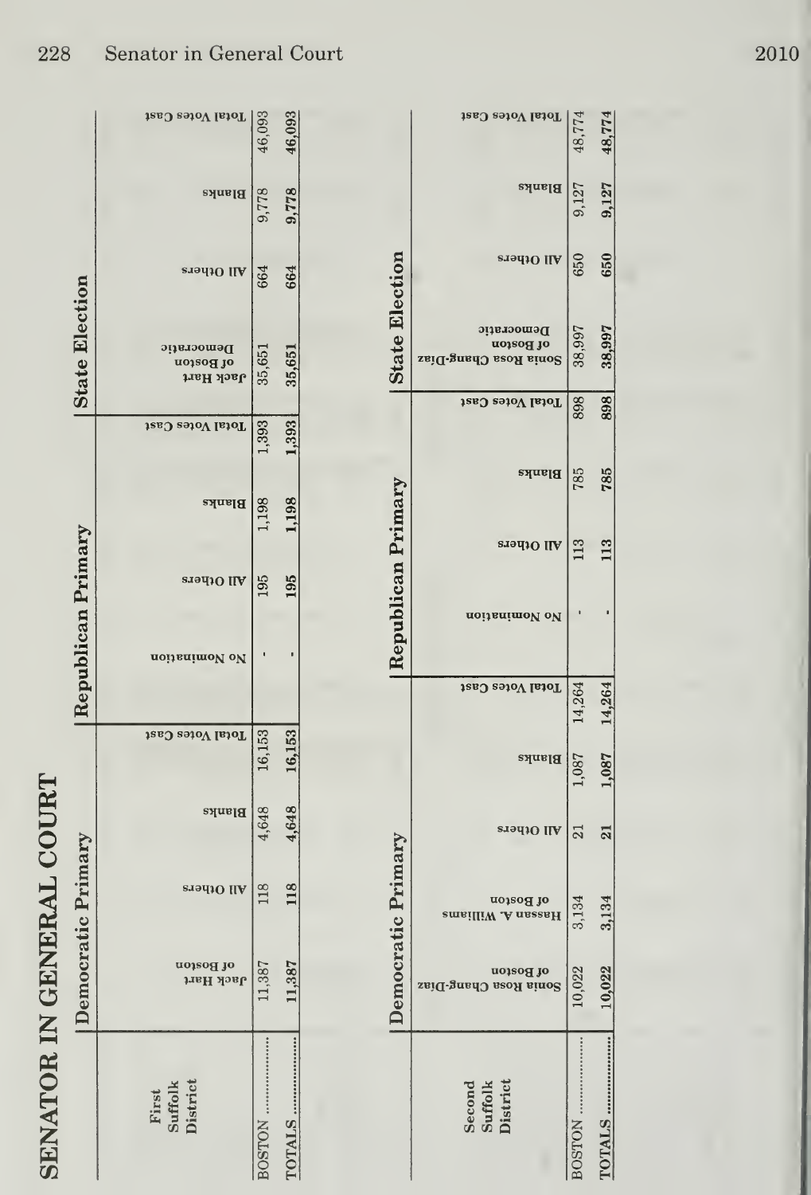# SENATOR IN GENERAL COURT

| First Suffolk District | Democratic Primary | | | | Republican Primary | | | | State Election | | | |
|---|---|---|---|---|---|---|---|---|---|---|---|---|
| | Jack Hart of Boston | All Others | Blanks | Total Votes Cast | No Nomination | All Others | Blanks | Total Votes Cast | Jack Hart of Boston Democratic | All Others | Blanks | Total Votes Cast |
| BOSTON | 11,387 | 118 | 4,648 | 16,153 | - | 195 | 1,198 | 1,393 | 35,651 | 664 | 9,778 | 46,093 |
| TOTALS | 11,387 | 118 | 4,648 | 16,153 | - | 195 | 1,198 | 1,393 | 35,651 | 664 | 9,778 | 46,093 |

| Second Suffolk District | Democratic Primary | | | | | Republican Primary | | | | State Election | | | |
|---|---|---|---|---|---|---|---|---|---|---|---|---|---|
| | Sonia Rosa Chang-Diaz of Boston | Hassan A. Williams of Boston | All Others | Blanks | Total Votes Cast | No Nomination | All Others | Blanks | Total Votes Cast | Sonia Rosa Chang-Diaz of Boston Democratic | All Others | Blanks | Total Votes Cast |
| BOSTON | 10,022 | 3,134 | 21 | 1,087 | 14,264 | - | 113 | 785 | 898 | 38,997 | 650 | 9,127 | 48,774 |
| TOTALS | 10,022 | 3,134 | 21 | 1,087 | 14,264 | - | 113 | 785 | 898 | 38,997 | 650 | 9,127 | 48,774 |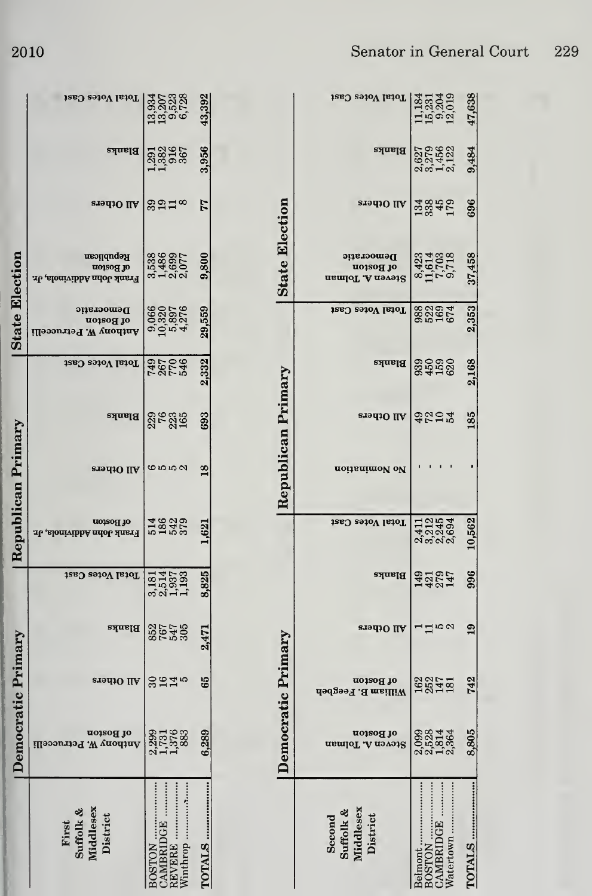## Senator in General Court

| First Suffolk & Middlesex District | Democratic Primary | | | | Republican Primary | | | | State Election | | | | |
|---|---|---|---|---|---|---|---|---|---|---|---|---|---|
| | Anthony W. Petruccelli of Boston | All Others | Blanks | Total Votes Cast | Frank John Addivinola, Jr. of Boston | All Others | Blanks | Total Votes Cast | Anthony W. Petruccelli of Boston Democratic | Frank John Addivinola, Jr. of Boston Republican | All Others | Blanks | Total Votes Cast |
| BOSTON | 2,299 | 30 | 852 | 3,181 | 514 | 6 | 229 | 749 | 9,066 | 3,538 | 39 | 1,291 | 13,934 |
| CAMBRIDGE | 1,731 | 16 | 767 | 2,514 | 186 | 5 | 76 | 267 | 10,320 | 1,486 | 19 | 1,382 | 13,207 |
| REVERE | 1,376 | 14 | 547 | 1,937 | 542 | 5 | 223 | 770 | 5,897 | 2,699 | 11 | 916 | 9,523 |
| Winthrop | 883 | 5 | 305 | 1,193 | 379 | 2 | 165 | 546 | 4,276 | 2,077 | 8 | 367 | 6,728 |
| TOTALS | 6,289 | 65 | 2,471 | 8,825 | 1,621 | 18 | 693 | 2,332 | 29,559 | 9,800 | 77 | 3,956 | 43,392 |

| Second Suffolk & Middlesex District | Democratic Primary | | | | | Republican Primary | | | | State Election | | | |
|---|---|---|---|---|---|---|---|---|---|---|---|---|---|
| | Steven A. Tolman of Boston | William B. Feegbeh of Boston | All Others | Blanks | Total Votes Cast | No Nomination | All Others | Blanks | Total Votes Cast | Steven A. Tolman of Boston Democratic | All Others | Blanks | Total Votes Cast |
| Belmont | 2,099 | 162 | 1 | 149 | 2,411 | - | 49 | 939 | 988 | 8,423 | 134 | 2,627 | 11,184 |
| BOSTON | 2,528 | 252 | 11 | 421 | 3,212 | - | 72 | 450 | 522 | 11,614 | 338 | 3,279 | 15,231 |
| CAMBRIDGE | 1,814 | 147 | 5 | 279 | 2,245 | - | 10 | 159 | 169 | 7,703 | 45 | 1,456 | 9,204 |
| Watertown | 2,364 | 181 | 2 | 147 | 2,694 | - | 54 | 620 | 674 | 9,718 | 179 | 2,122 | 12,019 |
| TOTALS | 8,805 | 742 | 19 | 996 | 10,562 | - | 185 | 2,168 | 2,353 | 37,458 | 696 | 9,484 | 47,638 |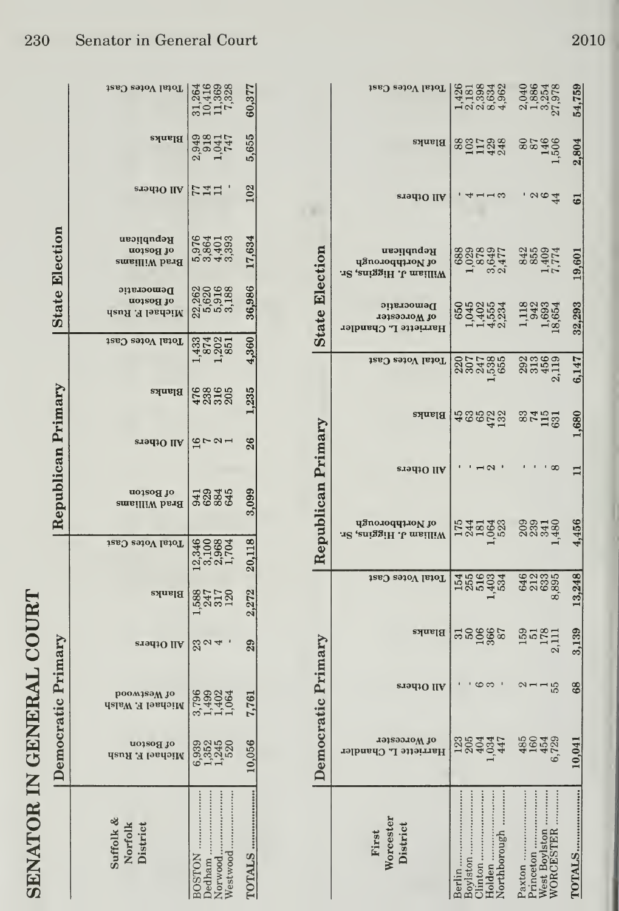# SENATOR IN GENERAL COURT

| Suffolk & Norfolk District | Democratic Primary | | | | | Republican Primary | | | | State Election | | | | |
|---|---|---|---|---|---|---|---|---|---|---|---|---|---|---|
| | Michael F. Rush of Boston | Michael F. Walsh of Westwood | All Others | Blanks | Total Votes Cast | Brad Williams of Boston | All Others | Blanks | Total Votes Cast | Michael F. Rush of Boston Democratic | Brad Williams of Boston Republican | All Others | Blanks | Total Votes Cast |
| BOSTON | 6,939 | 3,796 | 23 | 1,588 | 12,346 | 941 | 16 | 476 | 1,433 | 22,262 | 5,976 | 77 | 2,949 | 31,264 |
| Dedham | 1,352 | 1,499 | 2 | 247 | 3,100 | 629 | 7 | 238 | 874 | 5,620 | 3,864 | 14 | 918 | 10,416 |
| Norwood | 1,245 | 1,402 | 4 | 317 | 2,968 | 884 | 2 | 316 | 1,202 | 5,916 | 4,401 | 11 | 1,041 | 11,369 |
| Westwood | 520 | 1,064 | - | 120 | 1,704 | 645 | 1 | 205 | 851 | 3,188 | 3,393 | - | 747 | 7,328 |
| TOTALS | 10,056 | 7,761 | 29 | 2,272 | 20,118 | 3,099 | 26 | 1,235 | 4,360 | 36,986 | 17,634 | 102 | 5,655 | 60,377 |

| First Worcester District | Democratic Primary | | | | Republican Primary | | | | State Election | | | | |
|---|---|---|---|---|---|---|---|---|---|---|---|---|---|
| | Harriette L. Chandler of Worcester | All Others | Blanks | Total Votes Cast | William J. Higgins, Sr. of Northborough | All Others | Blanks | Total Votes Cast | Harriette L. Chandler of Worcester Democratic | William J. Higgins, Sr. of Northborough Republican | All Others | Blanks | Total Votes Cast |
| Berlin | 123 | - | 31 | 154 | 175 | - | 45 | 220 | 650 | 688 | - | 88 | 1,426 |
| Boylston | 205 | - | 50 | 255 | 244 | - | 63 | 307 | 1,045 | 1,029 | 4 | 103 | 2,181 |
| Clinton | 404 | 6 | 106 | 516 | 181 | 1 | 65 | 247 | 1,402 | 878 | 1 | 117 | 2,398 |
| Holden | 1,034 | 3 | 366 | 1,403 | 1,064 | 2 | 472 | 1,538 | 4,555 | 3,649 | 1 | 429 | 8,634 |
| Northborough | 447 | - | 87 | 534 | 523 | - | 132 | 655 | 2,234 | 2,477 | 3 | 248 | 4,962 |
| Paxton | 485 | 2 | 159 | 646 | 209 | - | 83 | 292 | 1,118 | 842 | - | 80 | 2,040 |
| Princeton | 160 | 1 | 51 | 212 | 239 | - | 74 | 313 | 942 | 855 | 2 | 87 | 1,886 |
| West Boylston | 454 | 1 | 178 | 633 | 341 | - | 115 | 456 | 1,693 | 1,409 | 6 | 146 | 3,254 |
| WORCESTER | 6,729 | 55 | 2,111 | 8,895 | 1,480 | 8 | 631 | 2,119 | 18,654 | 7,774 | 44 | 1,506 | 27,978 |
| TOTALS | 10,041 | 68 | 3,139 | 13,248 | 4,456 | 11 | 1,680 | 6,147 | 32,293 | 19,601 | 61 | 2,804 | 54,759 |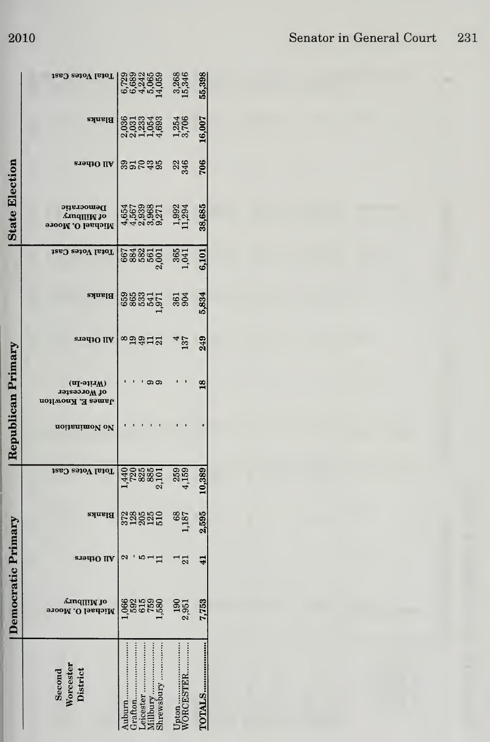| Second Worcester District | Democratic Primary | | | | Republican Primary | | | | | State Election | | | |
|---|---|---|---|---|---|---|---|---|---|---|---|---|---|
| | Michael O. Moore of Millbury | All Others | Blanks | Total Votes Cast | No Nomination | James E. Knowlton of Worcester (Write-In) | All Others | Blanks | Total Votes Cast | Michael O. Moore of Millbury Democratic | All Others | Blanks | Total Votes Cast |
| Auburn | 1,066 | 2 | 372 | 1,440 | - | - | 8 | 659 | 667 | 4,654 | 39 | 2,036 | 6,729 |
| Grafton | 592 | - | 128 | 720 | - | - | 19 | 865 | 884 | 4,567 | 91 | 2,031 | 6,689 |
| Leicester | 615 | 5 | 205 | 825 | - | - | 49 | 533 | 582 | 2,939 | 70 | 1,233 | 4,242 |
| Millbury | 759 | 1 | 125 | 885 | - | 9 | 11 | 541 | 561 | 3,968 | 43 | 1,054 | 5,065 |
| Shrewsbury | 1,580 | 11 | 510 | 2,101 | - | 9 | 21 | 1,971 | 2,001 | 9,271 | 95 | 4,693 | 14,059 |
| Upton | 190 | 1 | 68 | 259 | - | - | 4 | 361 | 365 | 1,992 | 22 | 1,254 | 3,268 |
| WORCESTER | 2,951 | 21 | 1,187 | 4,159 | - | - | 137 | 904 | 1,041 | 11,294 | 346 | 3,706 | 15,346 |
| TOTALS | 7,753 | 41 | 2,595 | 10,389 | - | 18 | 249 | 5,834 | 6,101 | 38,685 | 706 | 16,007 | 55,398 |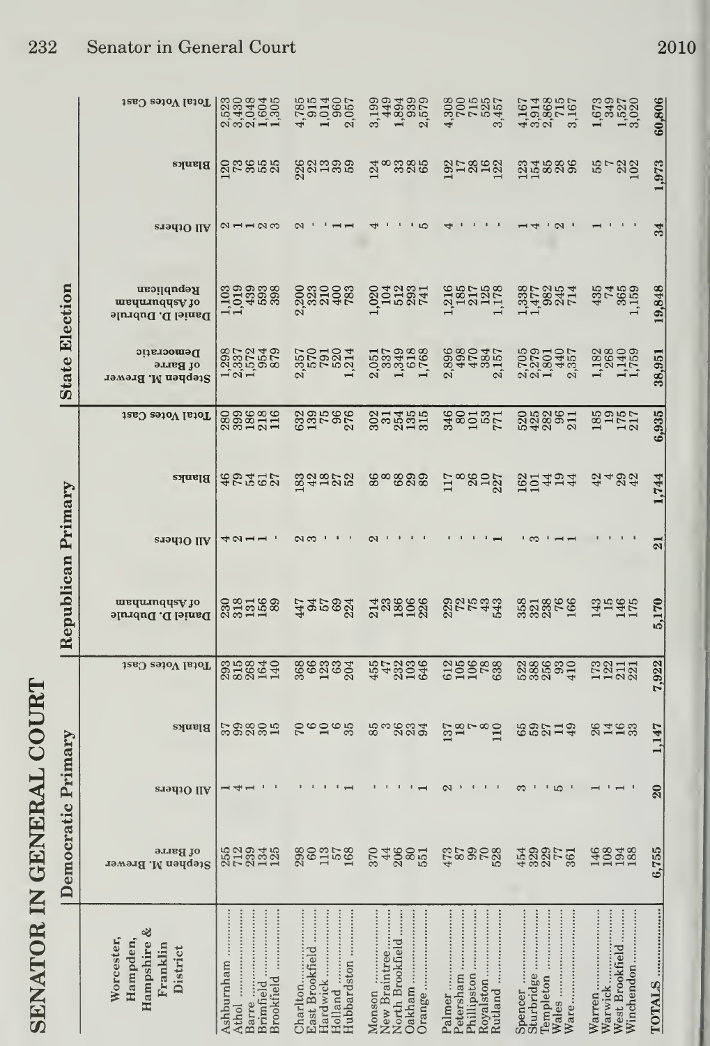# SENATOR IN GENERAL COURT

| Worcester, Hampden, Hampshire & Franklin District | Democratic Primary | | | | Republican Primary | | | | State Election | | | | |
|---|---|---|---|---|---|---|---|---|---|---|---|---|---|
| | Stephen M. Brewer of Barre | All Others | Blanks | Total Votes Cast | Daniel D. Dubrule of Ashburnham | All Others | Blanks | Total Votes Cast | Stephen M. Brewer of Barre Democratic | Daniel D. Dubrule of Ashburnham Republican | All Others | Blanks | Total Votes Cast |
| Ashburnham | 255 | 1 | 37 | 293 | 230 | 4 | 46 | 280 | 1,298 | 1,103 | 2 | 120 | 2,523 |
| Athol | 712 | 4 | 99 | 815 | 318 | 2 | 79 | 399 | 2,337 | 1,019 | 1 | 73 | 3,430 |
| Barre | 239 | 1 | 28 | 268 | 131 | 1 | 54 | 186 | 1,572 | 439 | 1 | 36 | 2,048 |
| Brimfield | 134 | - | 30 | 164 | 156 | 1 | 61 | 218 | 954 | 593 | 2 | 55 | 1,604 |
| Brookfield | 125 | - | 15 | 140 | 89 | - | 27 | 116 | 879 | 398 | 3 | 25 | 1,305 |
| Charlton | 298 | - | 70 | 368 | 447 | 2 | 183 | 632 | 2,357 | 2,200 | 2 | 226 | 4,785 |
| East Brookfield | 60 | - | 6 | 66 | 94 | 3 | 42 | 139 | 570 | 323 | - | 22 | 915 |
| Hardwick | 113 | - | 10 | 123 | 57 | - | 18 | 75 | 791 | 210 | - | 13 | 1,014 |
| Holland | 57 | - | 6 | 63 | 69 | - | 27 | 96 | 520 | 400 | 1 | 39 | 960 |
| Hubbardston | 168 | 1 | 35 | 204 | 224 | - | 52 | 276 | 1,214 | 783 | 1 | 59 | 2,057 |
| Monson | 370 | - | 85 | 455 | 214 | 2 | 86 | 302 | 2,051 | 1,020 | 4 | 124 | 3,199 |
| New Braintree | 44 | - | 3 | 47 | 23 | - | 8 | 31 | 337 | 104 | - | 8 | 449 |
| North Brookfield | 206 | - | 26 | 232 | 186 | - | 68 | 254 | 1,349 | 512 | - | 33 | 1,894 |
| Oakham | 80 | - | 23 | 103 | 106 | - | 29 | 135 | 618 | 293 | - | 28 | 939 |
| Orange | 551 | 1 | 94 | 646 | 226 | - | 89 | 315 | 1,768 | 741 | 5 | 65 | 2,579 |
| Palmer | 473 | 2 | 137 | 612 | 229 | - | 117 | 346 | 2,896 | 1,216 | 4 | 192 | 4,308 |
| Petersham | 87 | - | 18 | 105 | 72 | - | 8 | 80 | 498 | 185 | - | 17 | 700 |
| Phillipston | 99 | - | 7 | 106 | 75 | - | 26 | 101 | 470 | 217 | - | 28 | 715 |
| Royalston | 70 | - | 8 | 78 | 43 | - | 10 | 53 | 384 | 125 | - | 16 | 525 |
| Rutland | 528 | - | 110 | 638 | 543 | 1 | 227 | 771 | 2,157 | 1,178 | - | 122 | 3,457 |
| Spencer | 454 | 3 | 65 | 522 | 358 | - | 162 | 520 | 2,705 | 1,338 | 1 | 123 | 4,167 |
| Sturbridge | 329 | - | 59 | 388 | 321 | 3 | 101 | 425 | 2,279 | 1,477 | 4 | 154 | 3,914 |
| Templeton | 229 | - | 27 | 256 | 238 | - | 44 | 282 | 1,801 | 982 | - | 85 | 2,868 |
| Wales | 77 | 5 | 11 | 93 | 76 | 1 | 19 | 96 | 440 | 245 | 2 | 28 | 715 |
| Ware | 361 | - | 49 | 410 | 166 | 1 | 44 | 211 | 2,357 | 714 | - | 96 | 3,167 |
| Warren | 146 | 1 | 26 | 173 | 143 | - | 42 | 185 | 1,182 | 435 | 1 | 55 | 1,673 |
| Warwick | 108 | - | 14 | 122 | 15 | - | 4 | 19 | 268 | 74 | - | 7 | 349 |
| West Brookfield | 194 | 1 | 16 | 211 | 146 | - | 29 | 175 | 1,140 | 365 | - | 22 | 1,527 |
| Winchendon | 188 | - | 33 | 221 | 175 | - | 42 | 217 | 1,759 | 1,159 | - | 102 | 3,020 |
| TOTALS | 6,755 | 20 | 1,147 | 7,922 | 5,170 | 21 | 1,744 | 6,935 | 38,951 | 19,848 | 34 | 1,973 | 60,806 |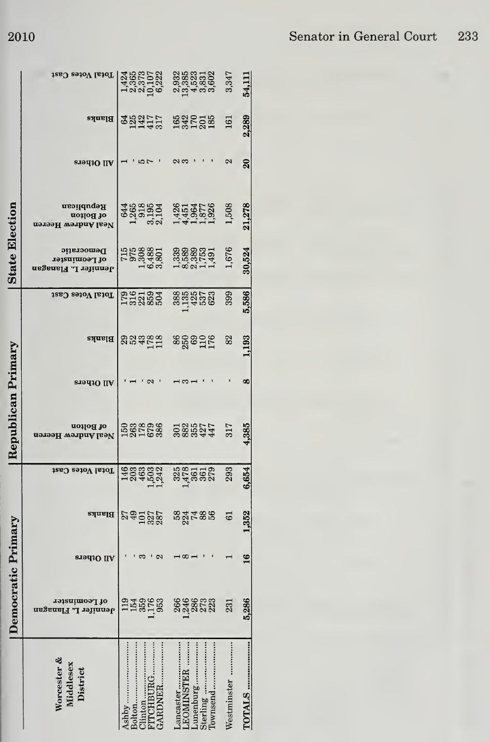| Worcester & Middlesex District | Democratic Primary | | | | Republican Primary | | | | State Election | | | | |
|---|---|---|---|---|---|---|---|---|---|---|---|---|---|
| | Jennifer L. Flanagan of Leominster | All Others | Blanks | Total Votes Cast | Neal Andrew Heeren of Bolton | All Others | Blanks | Total Votes Cast | Jennifer L. Flanagan of Leominster Democratic | Neal Andrew Heeren of Bolton Republican | All Others | Blanks | Total Votes Cast |
| Ashby | 119 | - | 27 | 146 | 150 | - | 29 | 179 | 715 | 644 | 1 | 64 | 1,424 |
| Bolton | 154 | - | 49 | 203 | 263 | 1 | 52 | 316 | 975 | 1,265 | - | 125 | 2,365 |
| Clinton | 359 | 3 | 101 | 463 | 178 | - | 43 | 221 | 1,308 | 918 | 5 | 142 | 2,373 |
| FITCHBURG | 1,176 | - | 327 | 1,503 | 679 | 2 | 178 | 859 | 6,488 | 3,195 | 7 | 417 | 10,107 |
| GARDNER | 953 | 2 | 287 | 1,242 | 386 | - | 118 | 504 | 3,801 | 2,104 | - | 317 | 6,222 |
| Lancaster | 266 | 1 | 58 | 325 | 301 | 1 | 86 | 388 | 1,339 | 1,426 | 2 | 165 | 2,932 |
| LEOMINSTER | 1,246 | 8 | 224 | 1,478 | 882 | 3 | 250 | 1,135 | 8,589 | 4,451 | 3 | 342 | 13,385 |
| Lunenburg | 286 | 1 | 74 | 361 | 355 | 1 | 69 | 425 | 2,389 | 1,964 | - | 170 | 4,523 |
| Sterling | 273 | - | 88 | 361 | 427 | - | 110 | 537 | 1,753 | 1,877 | - | 201 | 3,831 |
| Townsend | 223 | - | 56 | 279 | 447 | - | 176 | 623 | 1,491 | 1,926 | - | 185 | 3,602 |
| Westminster | 231 | 1 | 61 | 293 | 317 | - | 82 | 399 | 1,676 | 1,508 | 2 | 161 | 3,347 |
| TOTALS | 5,286 | 16 | 1,352 | 6,654 | 4,385 | 8 | 1,193 | 5,586 | 30,524 | 21,278 | 20 | 2,289 | 54,111 |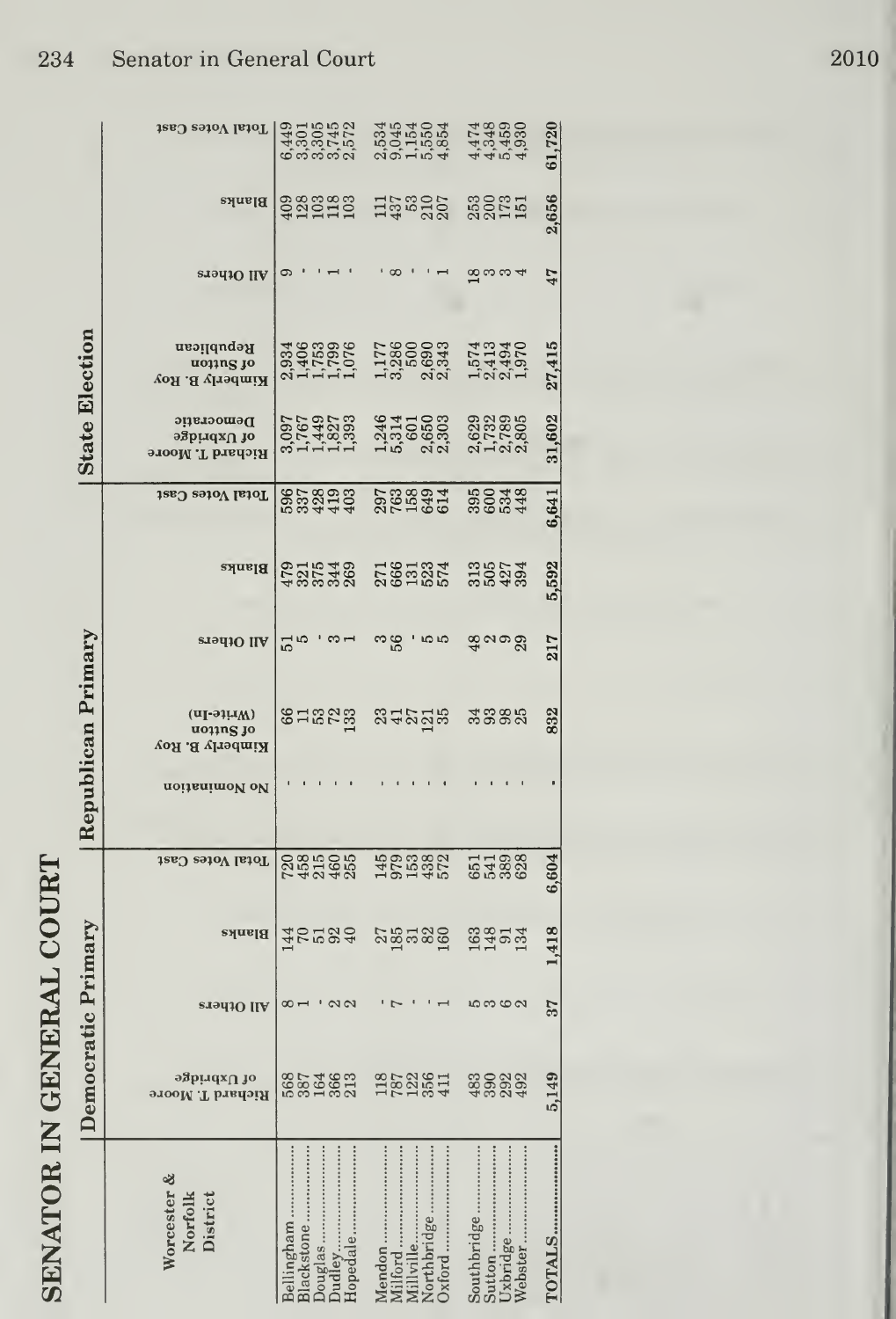# SENATOR IN GENERAL COURT

| Worcester & Norfolk District | Democratic Primary | | | | Republican Primary | | | | | State Election | | | | |
|---|---|---|---|---|---|---|---|---|---|---|---|---|---|---|
| | Richard T. Moore of Uxbridge | All Others | Blanks | Total Votes Cast | No Nomination | Kimberly B. Roy of Sutton (Write-In) | All Others | Blanks | Total Votes Cast | Richard T. Moore of Uxbridge Democratic | Kimberly B. Roy of Sutton Republican | All Others | Blanks | Total Votes Cast |
| Bellingham | 568 | 8 | 144 | 720 | - | 66 | 51 | 479 | 596 | 3,097 | 2,934 | 9 | 409 | 6,449 |
| Blackstone | 387 | 1 | 70 | 458 | - | 11 | 5 | 321 | 337 | 1,767 | 1,406 | - | 128 | 3,301 |
| Douglas | 164 | - | 51 | 215 | - | 53 | - | 375 | 428 | 1,449 | 1,753 | - | 103 | 3,305 |
| Dudley | 366 | 2 | 92 | 460 | - | 72 | 3 | 344 | 419 | 1,827 | 1,799 | 1 | 118 | 3,745 |
| Hopedale | 213 | 2 | 40 | 255 | - | 133 | 1 | 269 | 403 | 1,393 | 1,076 | - | 103 | 2,572 |
| Mendon | 118 | - | 27 | 145 | - | 23 | 3 | 271 | 297 | 1,246 | 1,177 | - | 111 | 2,534 |
| Milford | 787 | 7 | 185 | 979 | - | 41 | 56 | 666 | 763 | 5,314 | 3,286 | 8 | 437 | 9,045 |
| Millville | 122 | - | 31 | 153 | - | 27 | - | 131 | 158 | 601 | 500 | - | 53 | 1,154 |
| Northbridge | 356 | - | 82 | 438 | - | 121 | 5 | 523 | 649 | 2,650 | 2,690 | - | 210 | 5,550 |
| Oxford | 411 | 1 | 160 | 572 | - | 35 | 5 | 574 | 614 | 2,303 | 2,343 | 1 | 207 | 4,854 |
| Southbridge | 483 | 5 | 163 | 651 | - | 34 | 48 | 313 | 395 | 2,629 | 1,574 | 18 | 253 | 4,474 |
| Sutton | 390 | 3 | 148 | 541 | - | 93 | 2 | 505 | 600 | 1,732 | 2,413 | 3 | 200 | 4,348 |
| Uxbridge | 292 | 6 | 91 | 389 | - | 98 | 9 | 427 | 534 | 2,789 | 2,494 | 3 | 173 | 5,459 |
| Webster | 492 | 2 | 134 | 628 | - | 25 | 29 | 394 | 448 | 2,805 | 1,970 | 4 | 151 | 4,930 |
| TOTALS | 5,149 | 37 | 1,418 | 6,604 | - | 832 | 217 | 5,592 | 6,641 | 31,602 | 27,415 | 47 | 2,656 | 61,720 |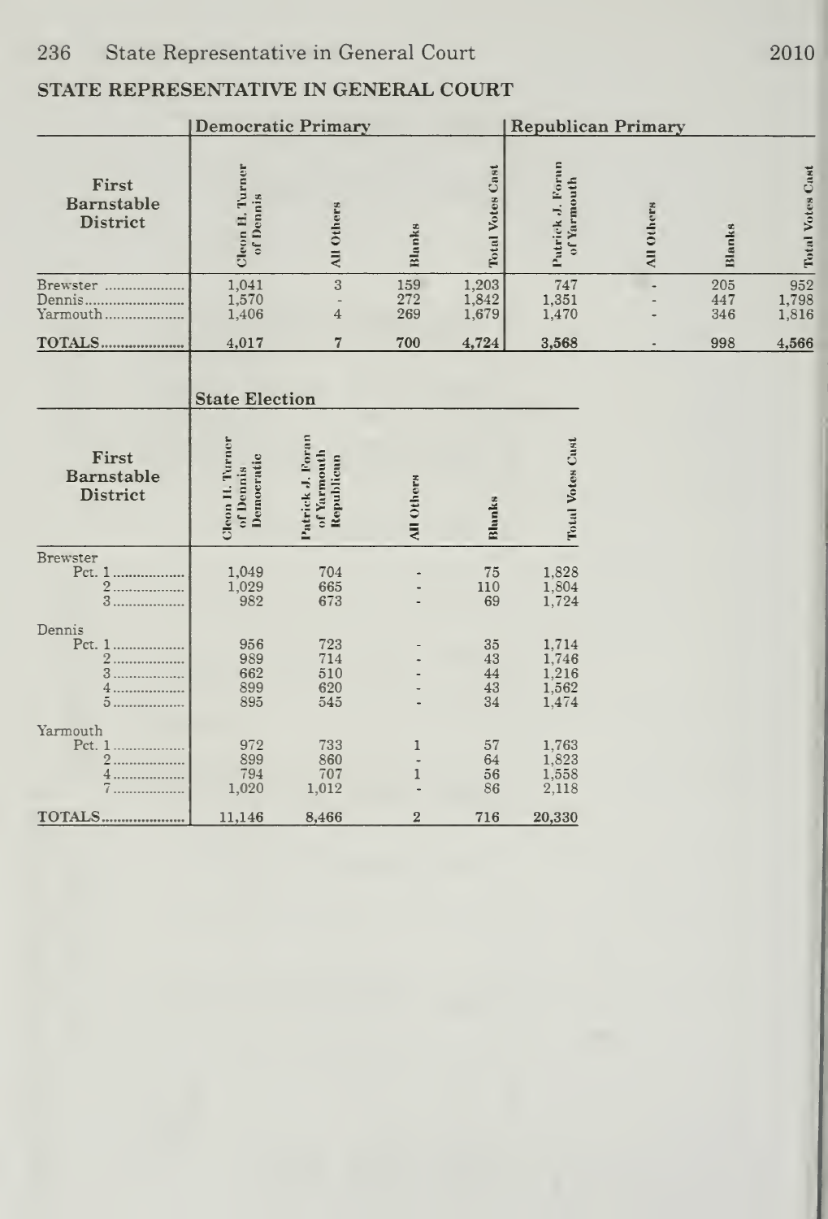## STATE REPRESENTATIVE IN GENERAL COURT

| First Barnstable District | Democratic Primary | | | | Republican Primary | | | |
|---|---|---|---|---|---|---|---|---|
| | Cleon H. Turner of Dennis | All Others | Blanks | Total Votes Cast | Patrick J. Foran of Yarmouth | All Others | Blanks | Total Votes Cast |
| Brewster | 1,041 | 3 | 159 | 1,203 | 747 | - | 205 | 952 |
| Dennis | 1,570 | - | 272 | 1,842 | 1,351 | - | 447 | 1,798 |
| Yarmouth | 1,406 | 4 | 269 | 1,679 | 1,470 | - | 346 | 1,816 |
| TOTALS | 4,017 | 7 | 700 | 4,724 | 3,568 | - | 998 | 4,566 |

| First Barnstable District | State Election | | | | |
|---|---|---|---|---|---|
| | Cleon H. Turner of Dennis Democratic | Patrick J. Foran of Yarmouth Republican | All Others | Blanks | Total Votes Cast |
| Brewster | | | | | |
| Pct. 1 | 1,049 | 704 | - | 75 | 1,828 |
| 2 | 1,029 | 665 | - | 110 | 1,804 |
| 3 | 982 | 673 | - | 69 | 1,724 |
| Dennis | | | | | |
| Pct. 1 | 956 | 723 | - | 35 | 1,714 |
| 2 | 989 | 714 | - | 43 | 1,746 |
| 3 | 662 | 510 | - | 44 | 1,216 |
| 4 | 899 | 620 | - | 43 | 1,562 |
| 5 | 895 | 545 | - | 34 | 1,474 |
| Yarmouth | | | | | |
| Pct. 1 | 972 | 733 | 1 | 57 | 1,763 |
| 2 | 899 | 860 | - | 64 | 1,823 |
| 4 | 794 | 707 | 1 | 56 | 1,558 |
| 7 | 1,020 | 1,012 | - | 86 | 2,118 |
| TOTALS | 11,146 | 8,466 | 2 | 716 | 20,330 |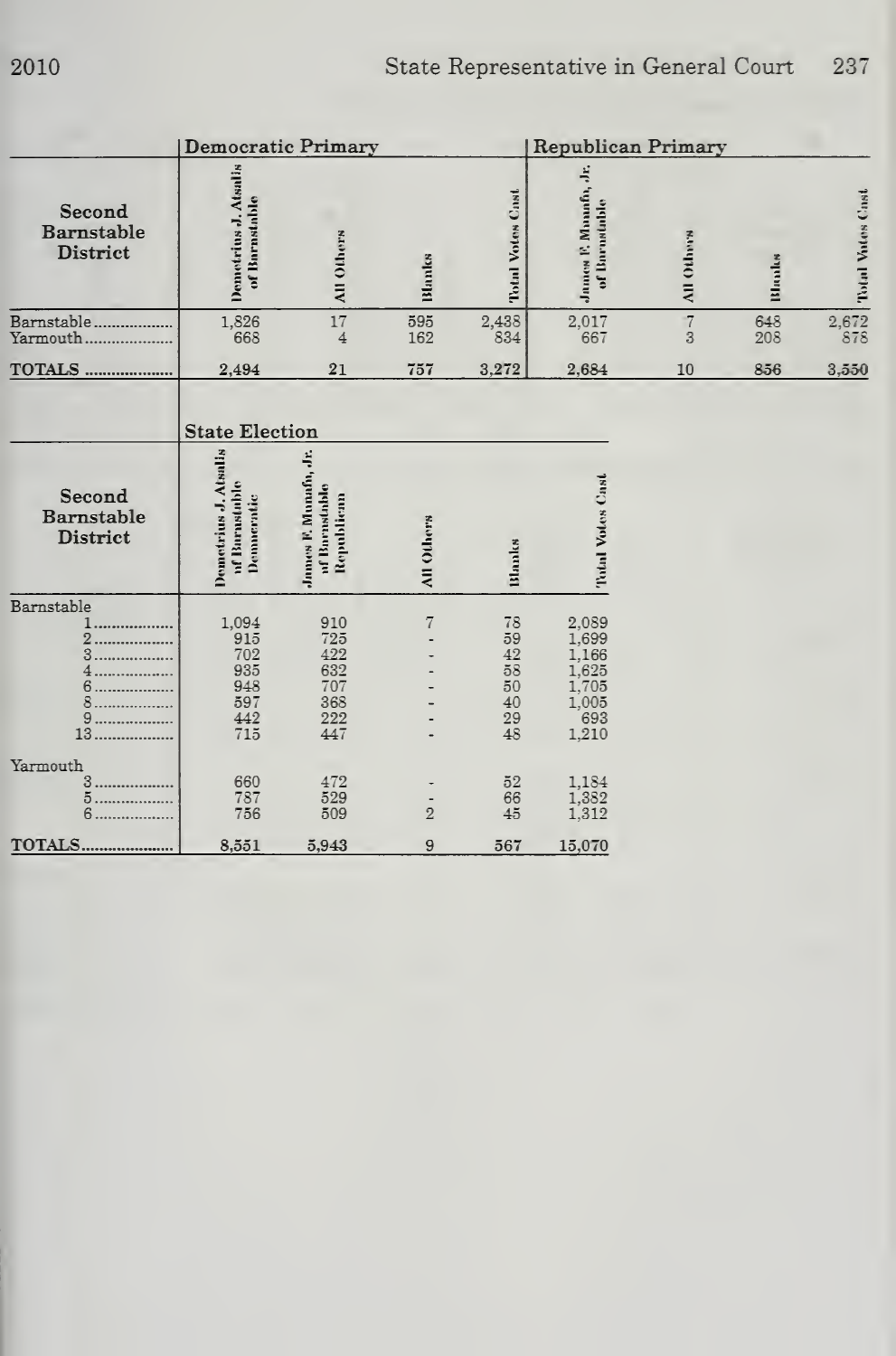| Second Barnstable District | Democratic Primary | | | | Republican Primary | | | |
|---|---|---|---|---|---|---|---|---|
| | Demetrius J. Atsalis of Barnstable | All Others | Blanks | Total Votes Cast | James F. Munafo, Jr. of Barnstable | All Others | Blanks | Total Votes Cast |
| Barnstable | 1,826 | 17 | 595 | 2,438 | 2,017 | 7 | 648 | 2,672 |
| Yarmouth | 668 | 4 | 162 | 834 | 667 | 3 | 208 | 878 |
| TOTALS | 2,494 | 21 | 757 | 3,272 | 2,684 | 10 | 856 | 3,550 |

| Second Barnstable District | State Election | | | | |
|---|---|---|---|---|---|
| | Demetrius J. Atsalis of Barnstable Democratic | James F. Munafo, Jr. of Barnstable Republican | All Others | Blanks | Total Votes Cast |
| Barnstable | | | | | |
| 1 | 1,094 | 910 | 7 | 78 | 2,089 |
| 2 | 915 | 725 | - | 59 | 1,699 |
| 3 | 702 | 422 | - | 42 | 1,166 |
| 4 | 935 | 632 | - | 58 | 1,625 |
| 6 | 948 | 707 | - | 50 | 1,705 |
| 8 | 597 | 368 | - | 40 | 1,005 |
| 9 | 442 | 222 | - | 29 | 693 |
| 13 | 715 | 447 | - | 48 | 1,210 |
| Yarmouth | | | | | |
| 3 | 660 | 472 | - | 52 | 1,184 |
| 5 | 787 | 529 | - | 66 | 1,382 |
| 6 | 756 | 509 | 2 | 45 | 1,312 |
| TOTALS | 8,551 | 5,943 | 9 | 567 | 15,070 |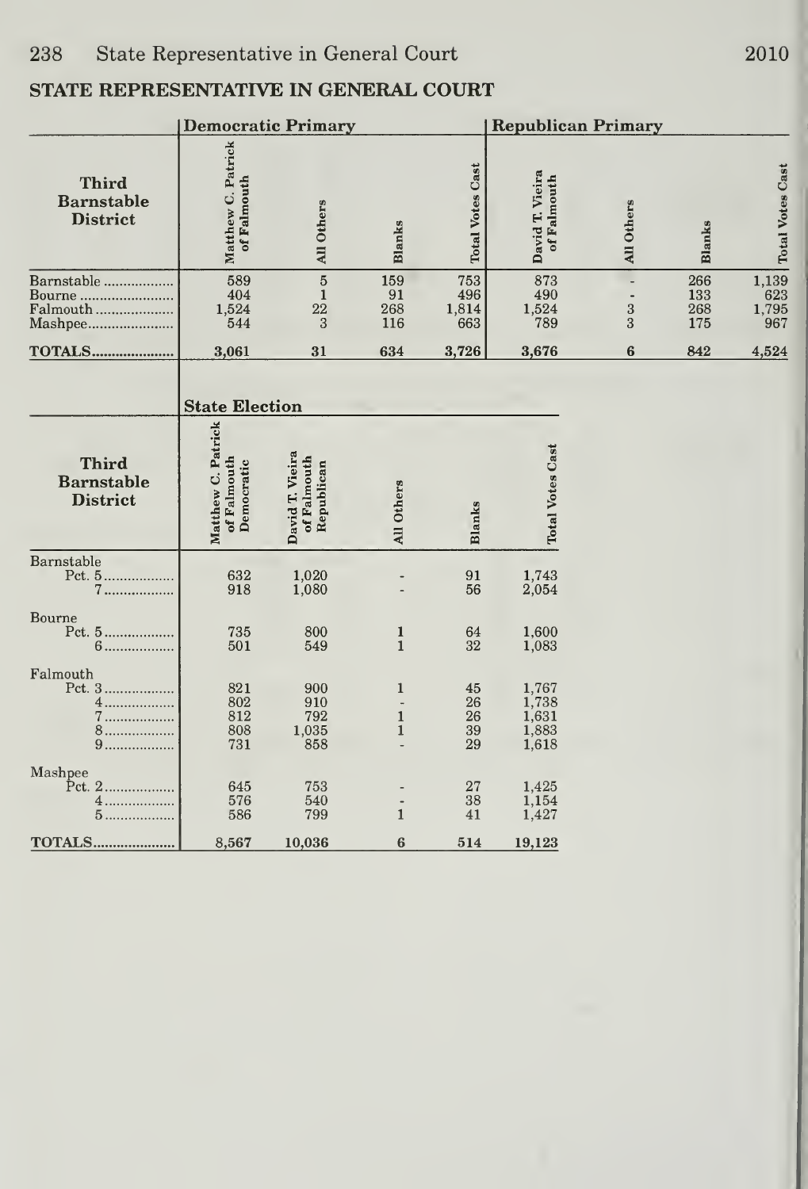## STATE REPRESENTATIVE IN GENERAL COURT

| Third Barnstable District | Democratic Primary | | | | Republican Primary | | | |
|---|---|---|---|---|---|---|---|---|
| | Matthew C. Patrick of Falmouth | All Others | Blanks | Total Votes Cast | David T. Vieira of Falmouth | All Others | Blanks | Total Votes Cast |
| Barnstable | 589 | 5 | 159 | 753 | 873 | - | 266 | 1,139 |
| Bourne | 404 | 1 | 91 | 496 | 490 | - | 133 | 623 |
| Falmouth | 1,524 | 22 | 268 | 1,814 | 1,524 | 3 | 268 | 1,795 |
| Mashpee | 544 | 3 | 116 | 663 | 789 | 3 | 175 | 967 |
| **TOTALS** | **3,061** | **31** | **634** | **3,726** | **3,676** | **6** | **842** | **4,524** |

| Third Barnstable District | State Election | | | | |
|---|---|---|---|---|---|
| | Matthew C. Patrick of Falmouth Democratic | David T. Vieira of Falmouth Republican | All Others | Blanks | Total Votes Cast |
| Barnstable | | | | | |
| Pct. 5 | 632 | 1,020 | - | 91 | 1,743 |
| 7 | 918 | 1,080 | - | 56 | 2,054 |
| Bourne | | | | | |
| Pct. 5 | 735 | 800 | 1 | 64 | 1,600 |
| 6 | 501 | 549 | 1 | 32 | 1,083 |
| Falmouth | | | | | |
| Pct. 3 | 821 | 900 | 1 | 45 | 1,767 |
| 4 | 802 | 910 | - | 26 | 1,738 |
| 7 | 812 | 792 | 1 | 26 | 1,631 |
| 8 | 808 | 1,035 | 1 | 39 | 1,883 |
| 9 | 731 | 858 | - | 29 | 1,618 |
| Mashpee | | | | | |
| Pct. 2 | 645 | 753 | - | 27 | 1,425 |
| 4 | 576 | 540 | - | 38 | 1,154 |
| 5 | 586 | 799 | 1 | 41 | 1,427 |
| **TOTALS** | **8,567** | **10,036** | **6** | **514** | **19,123** |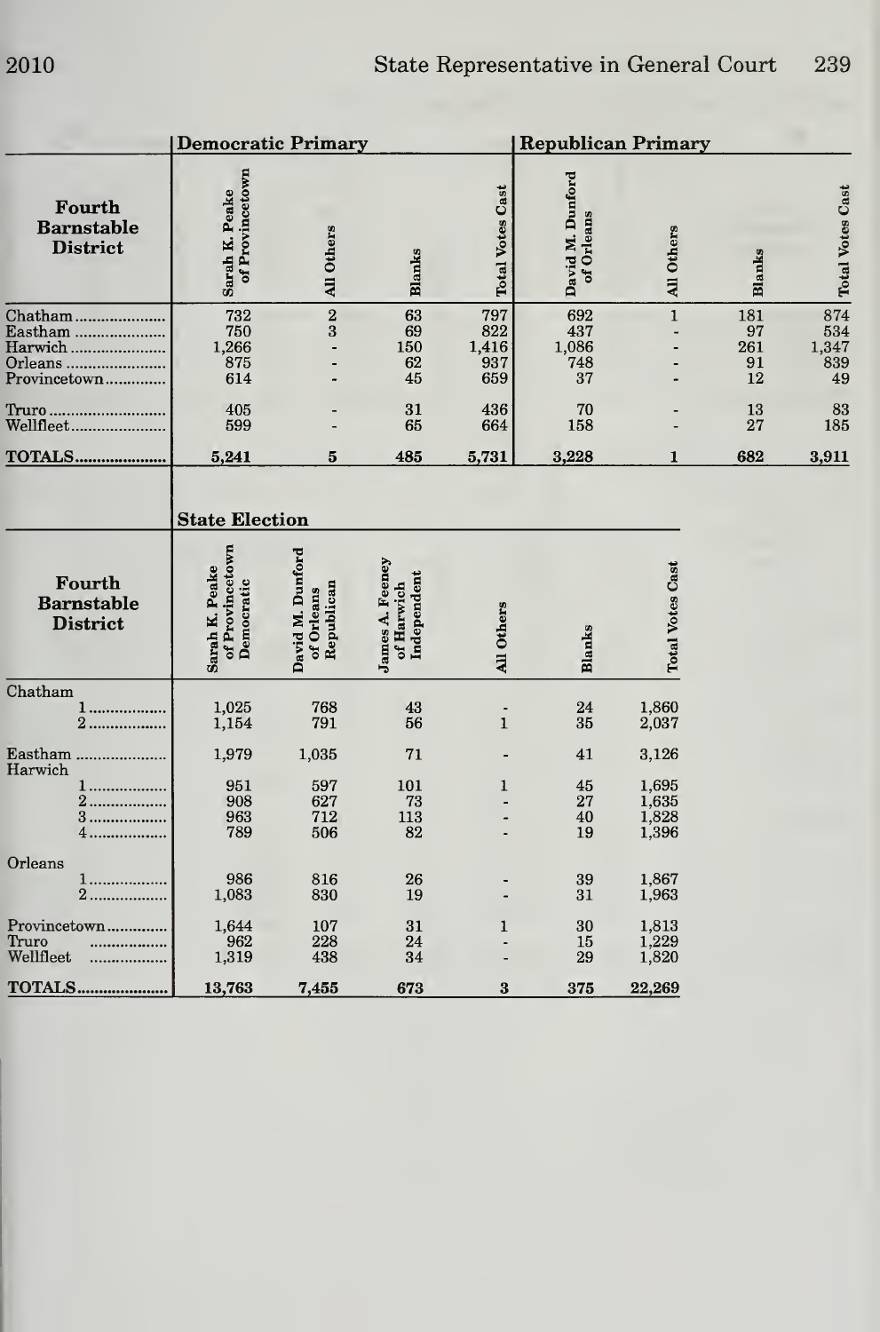| Fourth Barnstable District | Democratic Primary | | | | Republican Primary | | | |
|---|---|---|---|---|---|---|---|---|
| | Sarah K. Peake of Provincetown | All Others | Blanks | Total Votes Cast | David M. Dunford of Orleans | All Others | Blanks | Total Votes Cast |
| Chatham | 732 | 2 | 63 | 797 | 692 | 1 | 181 | 874 |
| Eastham | 750 | 3 | 69 | 822 | 437 | - | 97 | 534 |
| Harwich | 1,266 | - | 150 | 1,416 | 1,086 | - | 261 | 1,347 |
| Orleans | 875 | - | 62 | 937 | 748 | - | 91 | 839 |
| Provincetown | 614 | - | 45 | 659 | 37 | - | 12 | 49 |
| Truro | 405 | - | 31 | 436 | 70 | - | 13 | 83 |
| Wellfleet | 599 | - | 65 | 664 | 158 | - | 27 | 185 |
| TOTALS | 5,241 | 5 | 485 | 5,731 | 3,228 | 1 | 682 | 3,911 |

| Fourth Barnstable District | State Election | | | | | |
|---|---|---|---|---|---|---|
| | Sarah K. Peake of Provincetown Democratic | David M. Dunford of Orleans Republican | James A. Feeney of Harwich Independent | All Others | Blanks | Total Votes Cast |
| Chatham 1 | 1,025 | 768 | 43 | - | 24 | 1,860 |
| Chatham 2 | 1,154 | 791 | 56 | 1 | 35 | 2,037 |
| Eastham | 1,979 | 1,035 | 71 | - | 41 | 3,126 |
| Harwich 1 | 951 | 597 | 101 | 1 | 45 | 1,695 |
| Harwich 2 | 908 | 627 | 73 | - | 27 | 1,635 |
| Harwich 3 | 963 | 712 | 113 | - | 40 | 1,828 |
| Harwich 4 | 789 | 506 | 82 | - | 19 | 1,396 |
| Orleans 1 | 986 | 816 | 26 | - | 39 | 1,867 |
| Orleans 2 | 1,083 | 830 | 19 | - | 31 | 1,963 |
| Provincetown | 1,644 | 107 | 31 | 1 | 30 | 1,813 |
| Truro | 962 | 228 | 24 | - | 15 | 1,229 |
| Wellfleet | 1,319 | 438 | 34 | - | 29 | 1,820 |
| TOTALS | 13,763 | 7,455 | 673 | 3 | 375 | 22,269 |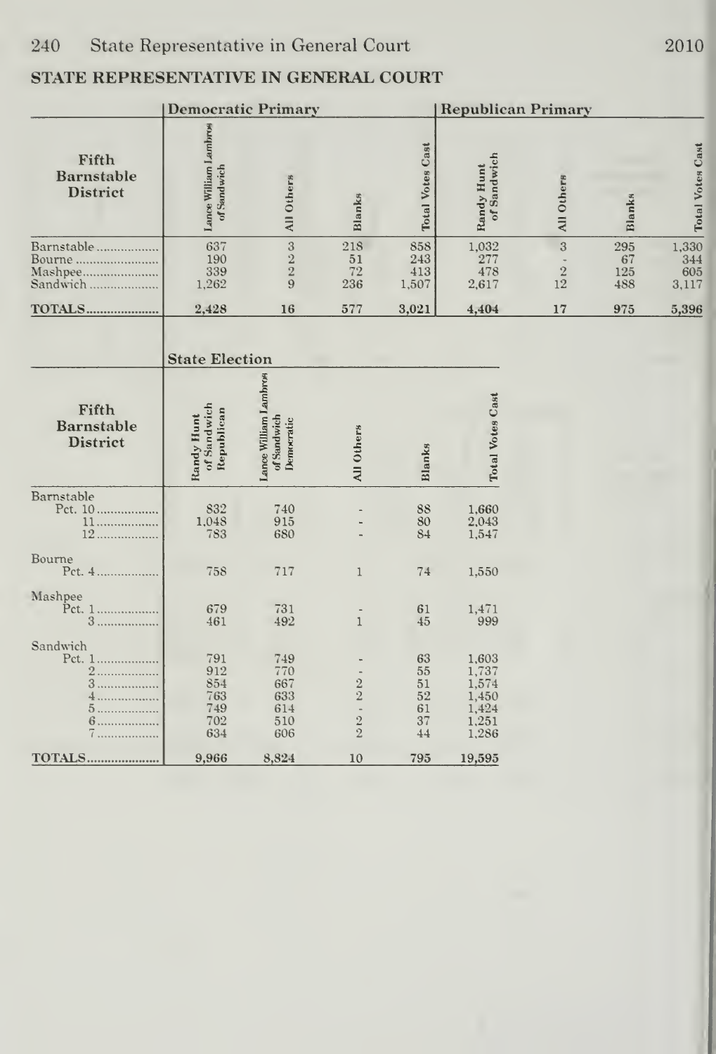## STATE REPRESENTATIVE IN GENERAL COURT

| | Democratic Primary | | | | Republican Primary | | | |
|---|---|---|---|---|---|---|---|---|
| Fifth Barnstable District | Lance William Lambros of Sandwich | All Others | Blanks | Total Votes Cast | Randy Hunt of Sandwich | All Others | Blanks | Total Votes Cast |
| Barnstable | 637 | 3 | 218 | 858 | 1,032 | 3 | 295 | 1,330 |
| Bourne | 190 | 2 | 51 | 243 | 277 | - | 67 | 344 |
| Mashpee | 339 | 2 | 72 | 413 | 478 | 2 | 125 | 605 |
| Sandwich | 1,262 | 9 | 236 | 1,507 | 2,617 | 12 | 488 | 3,117 |
| **TOTALS** | **2,428** | **16** | **577** | **3,021** | **4,404** | **17** | **975** | **5,396** |

| | State Election | | | | |
|---|---|---|---|---|---|
| Fifth Barnstable District | Randy Hunt of Sandwich Republican | Lance William Lambros of Sandwich Democratic | All Others | Blanks | Total Votes Cast |
| Barnstable | | | | | |
| Pct. 10 | 832 | 740 | - | 88 | 1,660 |
| 11 | 1,048 | 915 | - | 80 | 2,043 |
| 12 | 783 | 680 | - | 84 | 1,547 |
| Bourne | | | | | |
| Pct. 4 | 758 | 717 | 1 | 74 | 1,550 |
| Mashpee | | | | | |
| Pct. 1 | 679 | 731 | - | 61 | 1,471 |
| 3 | 461 | 492 | 1 | 45 | 999 |
| Sandwich | | | | | |
| Pct. 1 | 791 | 749 | - | 63 | 1,603 |
| 2 | 912 | 770 | - | 55 | 1,737 |
| 3 | 854 | 667 | 2 | 51 | 1,574 |
| 4 | 763 | 633 | 2 | 52 | 1,450 |
| 5 | 749 | 614 | - | 61 | 1,424 |
| 6 | 702 | 510 | 2 | 37 | 1,251 |
| 7 | 634 | 606 | 2 | 44 | 1,286 |
| **TOTALS** | **9,966** | **8,824** | **10** | **795** | **19,595** |